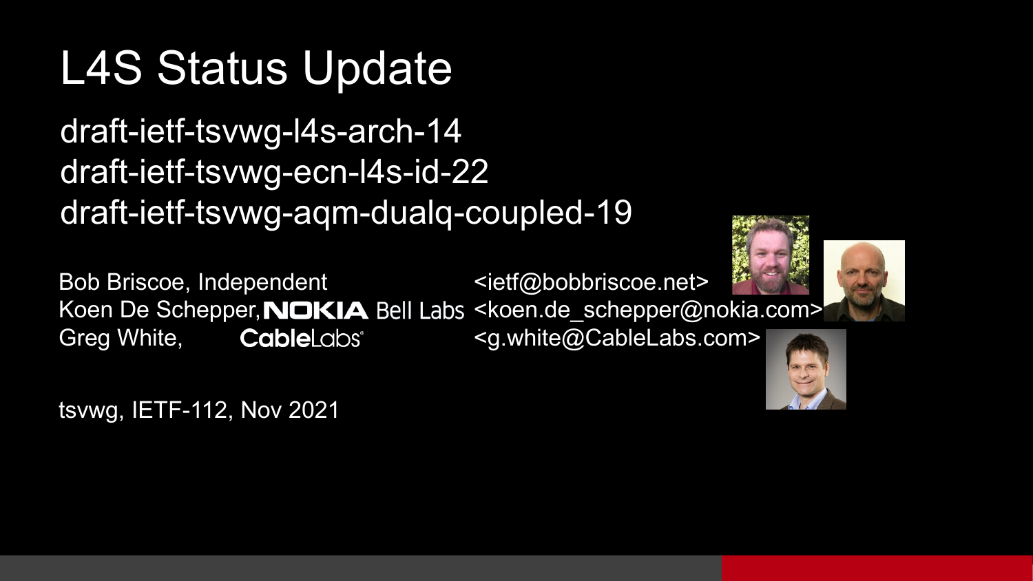# L4S Status Update

## draft-ietf-tsvwg-l4s-arch-14
## draft-ietf-tsvwg-ecn-l4s-id-22
## draft-ietf-tsvwg-aqm-dualq-coupled-19

Bob Briscoe, Independent <ietf@bobbriscoe.net>
Koen De Schepper, NOKIA Bell Labs <koen.de_schepper@nokia.com>
Greg White, CableLabs <g.white@CableLabs.com>

tsvwg, IETF-112, Nov 2021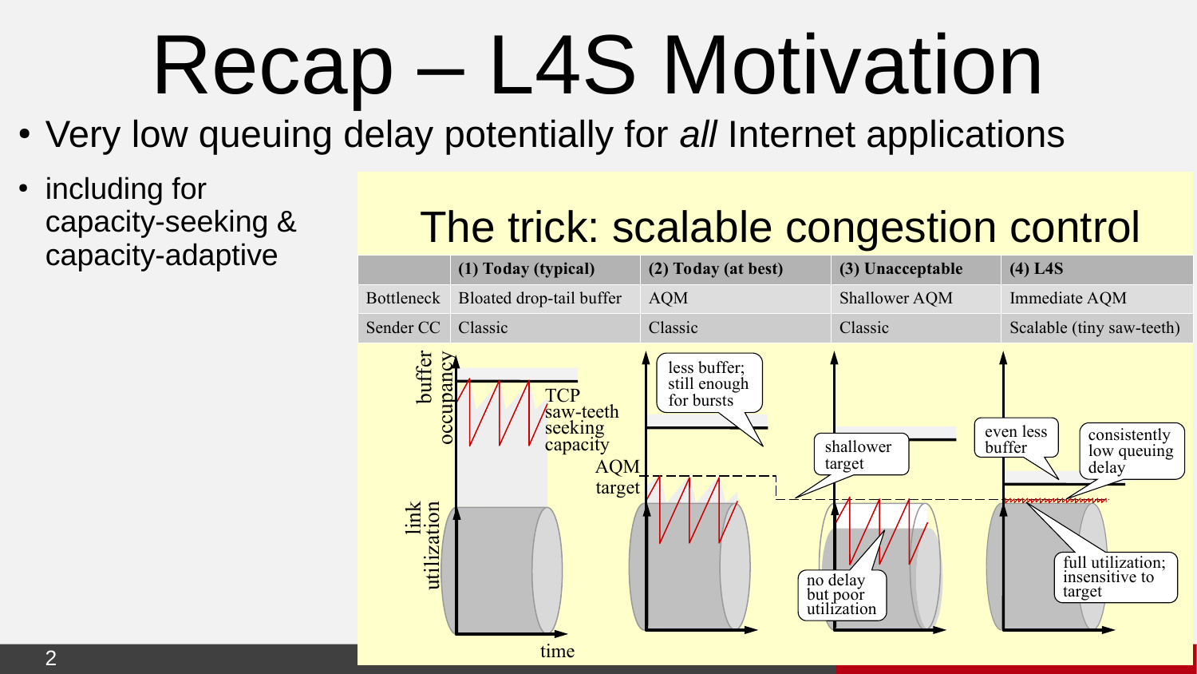# Recap – L4S Motivation

- Very low queuing delay potentially for *all* Internet applications
- including for capacity-seeking & capacity-adaptive

## The trick: scalable congestion control

| | (1) Today (typical) | (2) Today (at best) | (3) Unacceptable | (4) L4S |
|---|---|---|---|---|
| Bottleneck | Bloated drop-tail buffer | AQM | Shallower AQM | Immediate AQM |
| Sender CC | Classic | Classic | Classic | Scalable (tiny saw-teeth) |

buffer occupancy

link utilization

time

TCP saw-teeth seeking capacity

AQM target

less buffer; still enough for bursts

shallower target

no delay but poor utilization

even less buffer

consistently low queuing delay

full utilization; insensitive to target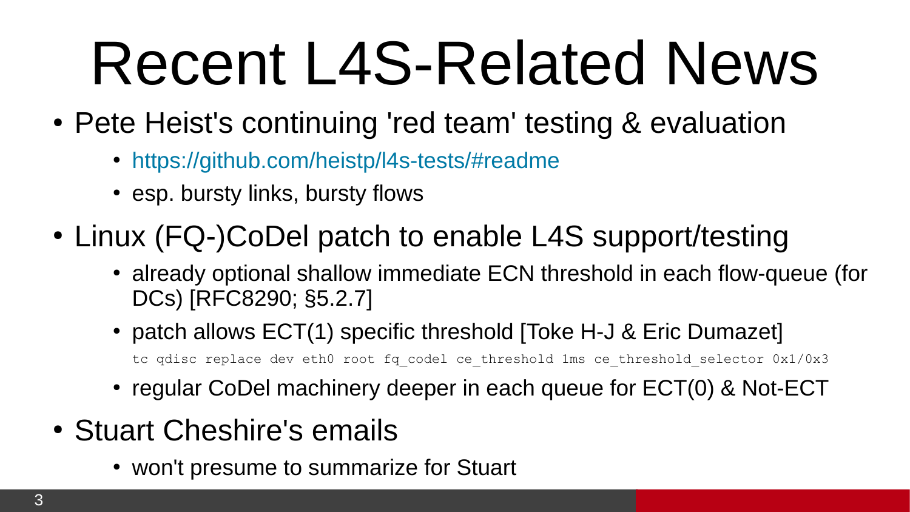# Recent L4S-Related News

- Pete Heist's continuing 'red team' testing & evaluation
  - https://github.com/heistp/l4s-tests/#readme
  - esp. bursty links, bursty flows
- Linux (FQ-)CoDel patch to enable L4S support/testing
  - already optional shallow immediate ECN threshold in each flow-queue (for DCs) [RFC8290; §5.2.7]
  - patch allows ECT(1) specific threshold [Toke H-J & Eric Dumazet]

    ```
    tc qdisc replace dev eth0 root fq_codel ce_threshold 1ms ce_threshold_selector 0x1/0x3
    ```

  - regular CoDel machinery deeper in each queue for ECT(0) & Not-ECT
- Stuart Cheshire's emails
  - won't presume to summarize for Stuart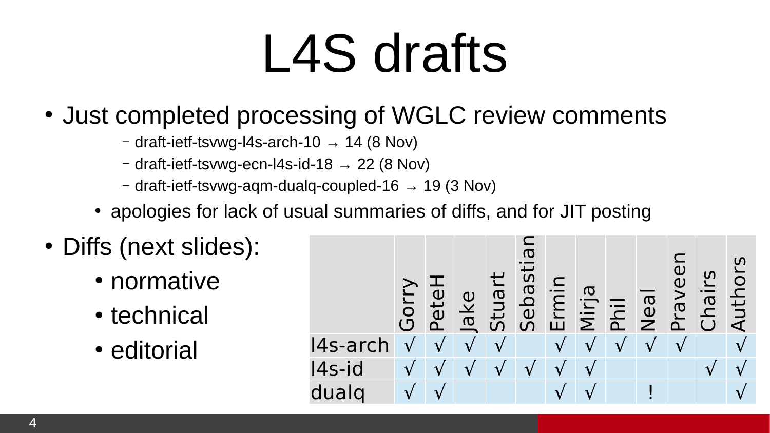# L4S drafts

- Just completed processing of WGLC review comments
  - draft-ietf-tsvwg-l4s-arch-10 → 14 (8 Nov)
  - draft-ietf-tsvwg-ecn-l4s-id-18 → 22 (8 Nov)
  - draft-ietf-tsvwg-aqm-dualq-coupled-16 → 19 (3 Nov)
  - apologies for lack of usual summaries of diffs, and for JIT posting
- Diffs (next slides):
  - normative
  - technical
  - editorial

| | Gorry | PeteH | Jake | Stuart | Sebastian | Ermin | Mirja | Phil | Neal | Praveen | Chairs | Authors |
|---|---|---|---|---|---|---|---|---|---|---|---|---|
| l4s-arch | √ | √ | √ | √ | | √ | √ | √ | √ | √ | | √ |
| l4s-id | √ | √ | √ | √ | √ | √ | √ | | | | √ | √ |
| dualq | √ | √ | | | | √ | √ | | ! | | | √ |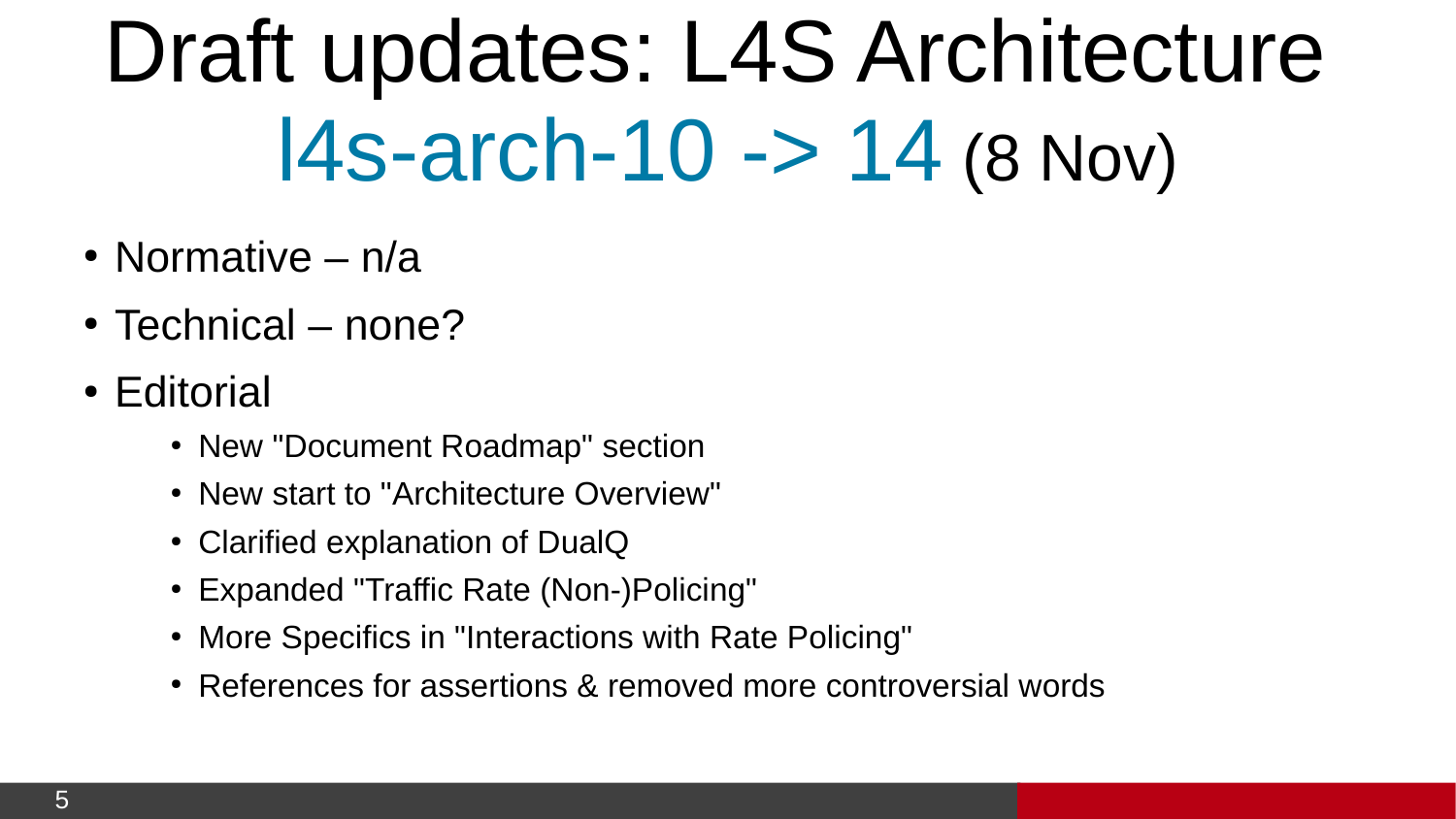# Draft updates: L4S Architecture l4s-arch-10 -> 14 (8 Nov)

- Normative – n/a
- Technical – none?
- Editorial
  - New "Document Roadmap" section
  - New start to "Architecture Overview"
  - Clarified explanation of DualQ
  - Expanded "Traffic Rate (Non-)Policing"
  - More Specifics in "Interactions with Rate Policing"
  - References for assertions & removed more controversial words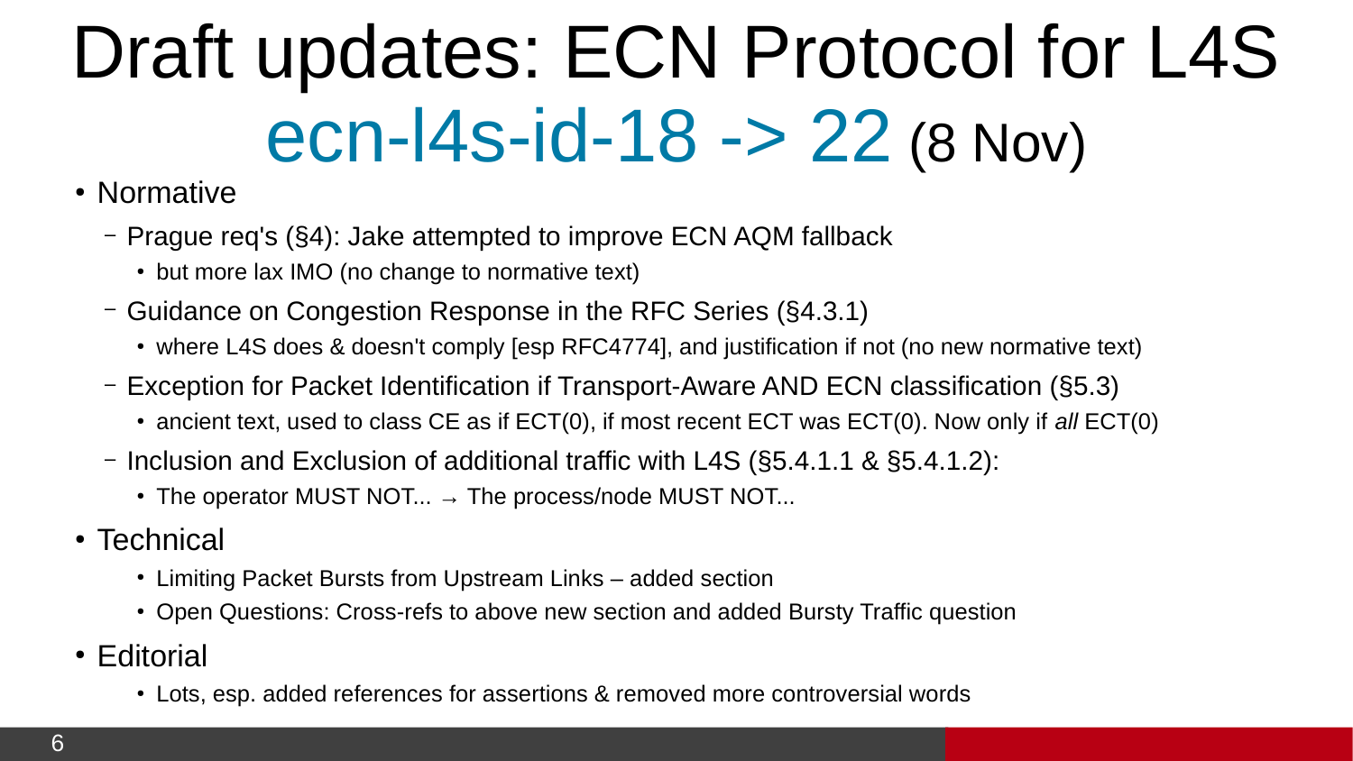# Draft updates: ECN Protocol for L4S ecn-l4s-id-18 -> 22 (8 Nov)

- Normative
  - Prague req's (§4): Jake attempted to improve ECN AQM fallback
    - but more lax IMO (no change to normative text)
  - Guidance on Congestion Response in the RFC Series (§4.3.1)
    - where L4S does & doesn't comply [esp RFC4774], and justification if not (no new normative text)
  - Exception for Packet Identification if Transport-Aware AND ECN classification (§5.3)
    - ancient text, used to class CE as if ECT(0), if most recent ECT was ECT(0). Now only if *all* ECT(0)
  - Inclusion and Exclusion of additional traffic with L4S (§5.4.1.1 & §5.4.1.2):
    - The operator MUST NOT... → The process/node MUST NOT...
- Technical
  - Limiting Packet Bursts from Upstream Links – added section
  - Open Questions: Cross-refs to above new section and added Bursty Traffic question
- Editorial
  - Lots, esp. added references for assertions & removed more controversial words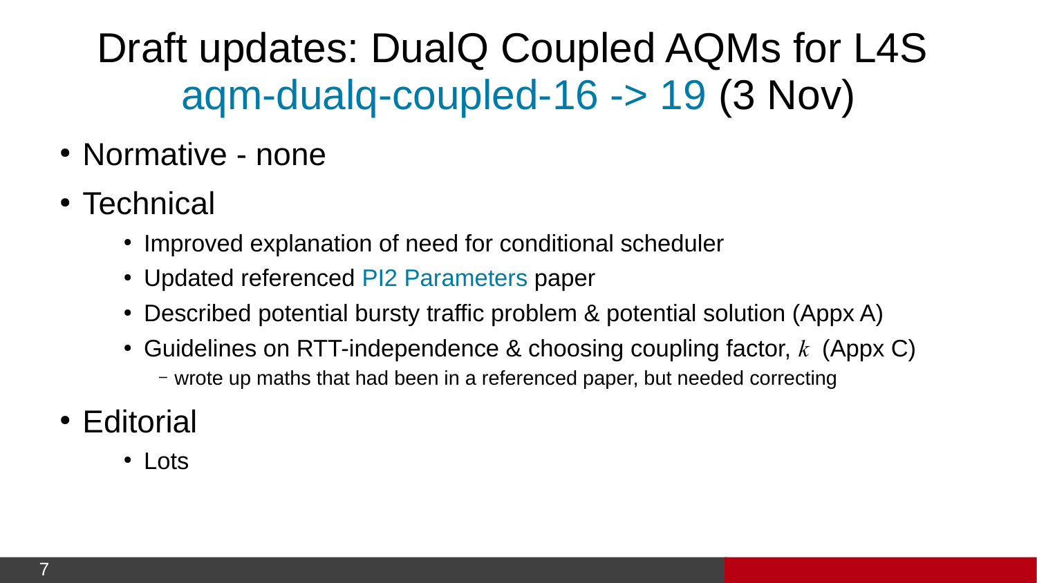# Draft updates: DualQ Coupled AQMs for L4S aqm-dualq-coupled-16 -> 19 (3 Nov)

- Normative - none
- Technical
  - Improved explanation of need for conditional scheduler
  - Updated referenced PI2 Parameters paper
  - Described potential bursty traffic problem & potential solution (Appx A)
  - Guidelines on RTT-independence & choosing coupling factor, $k$ (Appx C)
    - wrote up maths that had been in a referenced paper, but needed correcting
- Editorial
  - Lots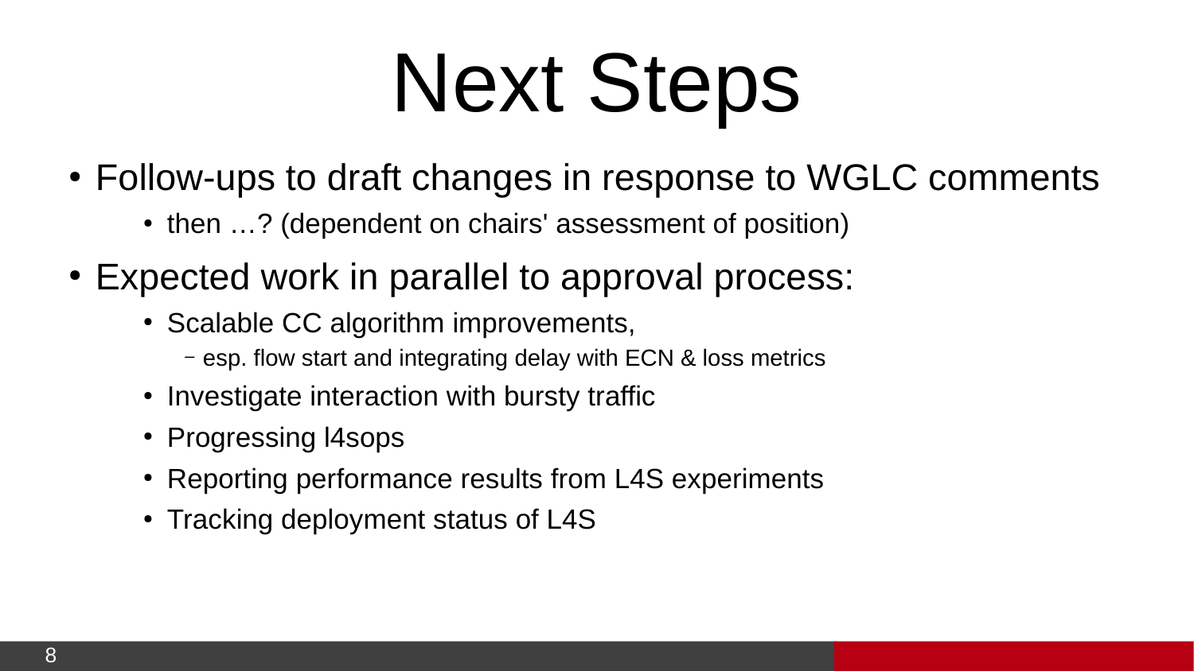# Next Steps

- Follow-ups to draft changes in response to WGLC comments
  - then …? (dependent on chairs' assessment of position)
- Expected work in parallel to approval process:
  - Scalable CC algorithm improvements,
    - esp. flow start and integrating delay with ECN & loss metrics
  - Investigate interaction with bursty traffic
  - Progressing l4sops
  - Reporting performance results from L4S experiments
  - Tracking deployment status of L4S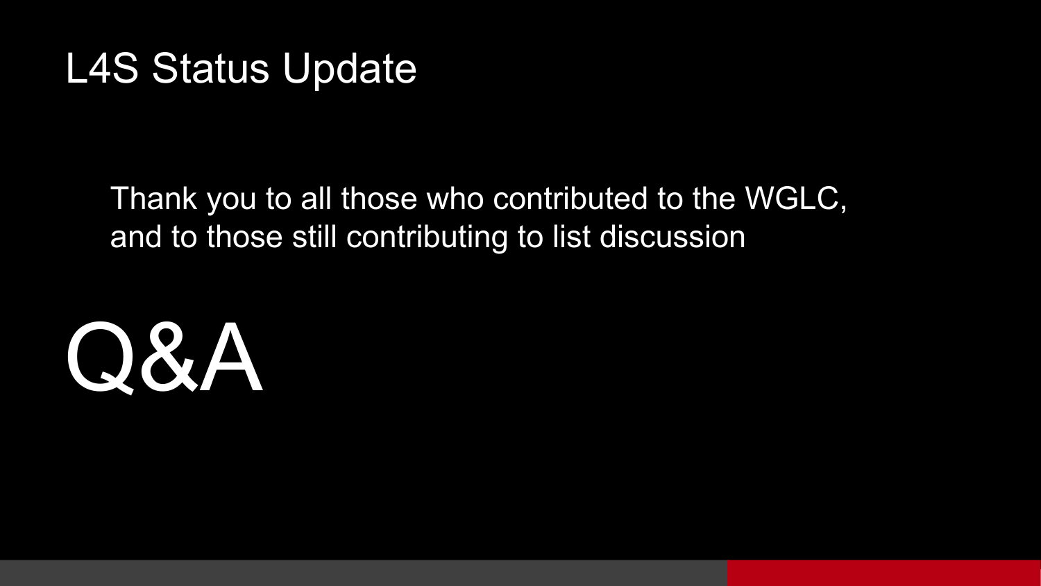# L4S Status Update

Thank you to all those who contributed to the WGLC, and to those still contributing to list discussion

# Q&A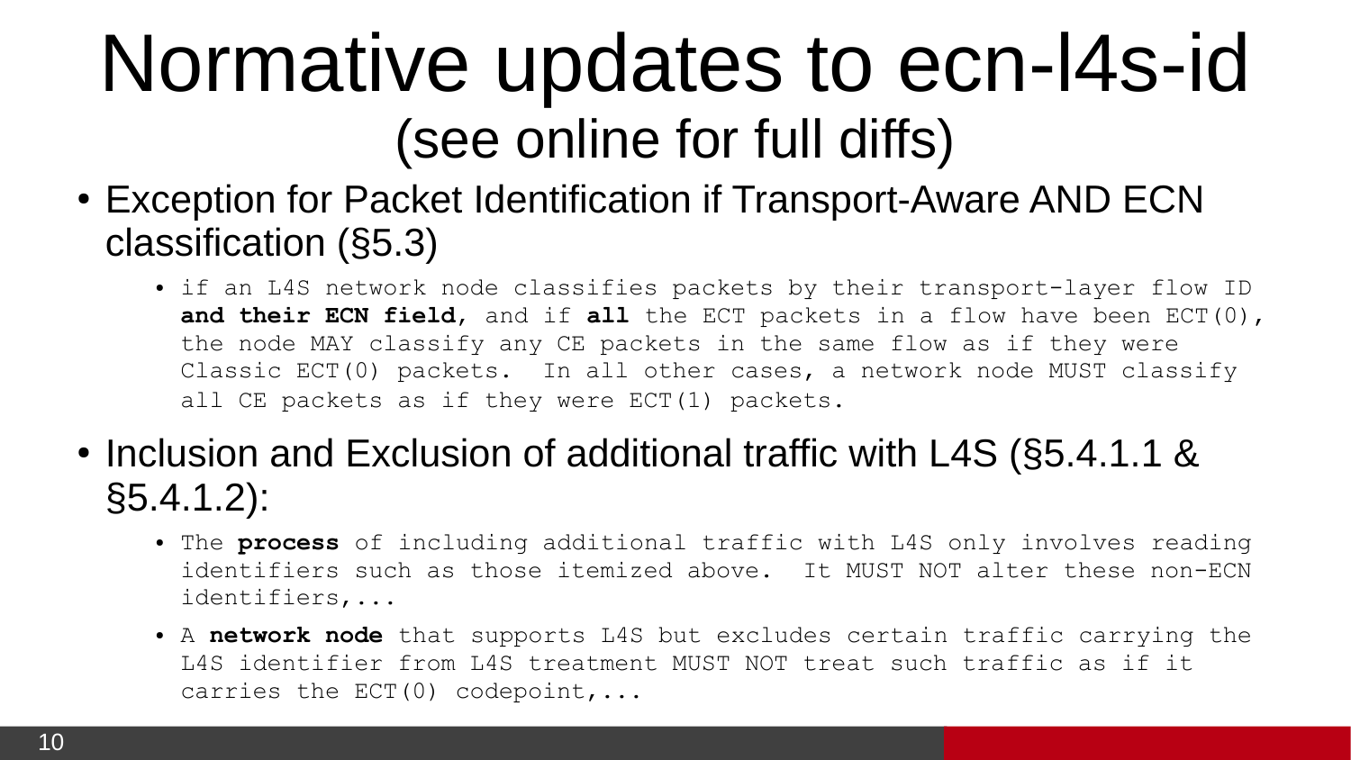# Normative updates to ecn-l4s-id
## (see online for full diffs)

- Exception for Packet Identification if Transport-Aware AND ECN classification (§5.3)
  - if an L4S network node classifies packets by their transport-layer flow ID **and their ECN field**, and if **all** the ECT packets in a flow have been ECT(0), the node MAY classify any CE packets in the same flow as if they were Classic ECT(0) packets. In all other cases, a network node MUST classify all CE packets as if they were ECT(1) packets.
- Inclusion and Exclusion of additional traffic with L4S (§5.4.1.1 & §5.4.1.2):
  - The **process** of including additional traffic with L4S only involves reading identifiers such as those itemized above. It MUST NOT alter these non-ECN identifiers,...
  - A **network node** that supports L4S but excludes certain traffic carrying the L4S identifier from L4S treatment MUST NOT treat such traffic as if it carries the ECT(0) codepoint,...